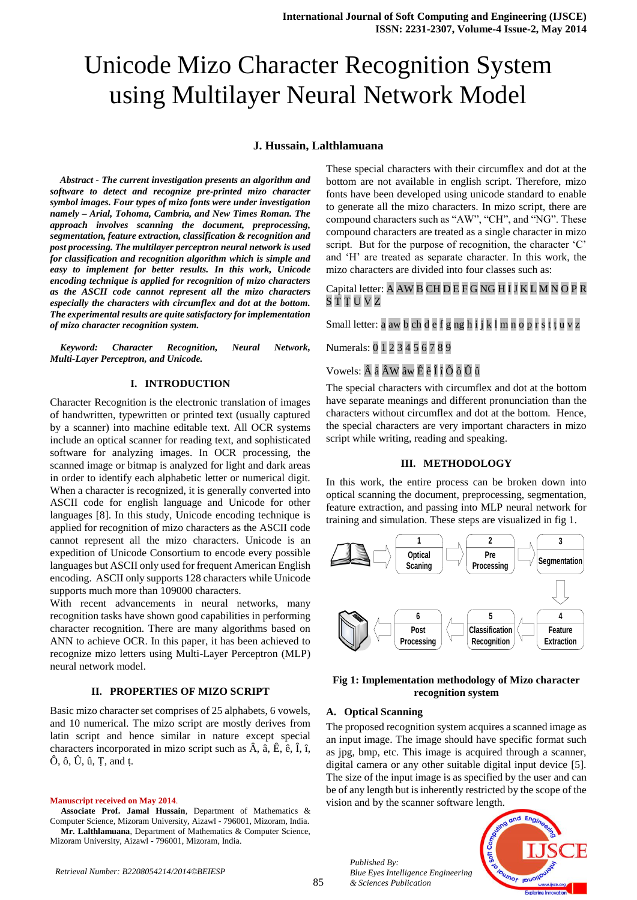# Unicode Mizo Character Recognition System using Multilayer Neural Network Model

**J. Hussain, Lalthlamuana**

***Abstract - The current investigation presents an algorithm and software to detect and recognize pre-printed mizo character symbol images. Four types of mizo fonts were under investigation namely – Arial, Tohoma, Cambria, and New Times Roman. The approach involves scanning the document, preprocessing, segmentation, feature extraction, classification & recognition and post processing. The multilayer perceptron neural network is used for classification and recognition algorithm which is simple and easy to implement for better results. In this work, Unicode encoding technique is applied for recognition of mizo characters as the ASCII code cannot represent all the mizo characters especially the characters with circumflex and dot at the bottom. The experimental results are quite satisfactory for implementation of mizo character recognition system.***

***Keyword: Character Recognition, Neural Network, Multi-Layer Perceptron, and Unicode.***

## I. INTRODUCTION

Character Recognition is the electronic translation of images of handwritten, typewritten or printed text (usually captured by a scanner) into machine editable text. All OCR systems include an optical scanner for reading text, and sophisticated software for analyzing images. In OCR processing, the scanned image or bitmap is analyzed for light and dark areas in order to identify each alphabetic letter or numerical digit. When a character is recognized, it is generally converted into ASCII code for english language and Unicode for other languages [8]. In this study, Unicode encoding technique is applied for recognition of mizo characters as the ASCII code cannot represent all the mizo characters. Unicode is an expedition of Unicode Consortium to encode every possible languages but ASCII only used for frequent American English encoding. ASCII only supports 128 characters while Unicode supports much more than 109000 characters.

With recent advancements in neural networks, many recognition tasks have shown good capabilities in performing character recognition. There are many algorithms based on ANN to achieve OCR. In this paper, it has been achieved to recognize mizo letters using Multi-Layer Perceptron (MLP) neural network model.

## II. PROPERTIES OF MIZO SCRIPT

Basic mizo character set comprises of 25 alphabets, 6 vowels, and 10 numerical. The mizo script are mostly derives from latin script and hence similar in nature except special characters incorporated in mizo script such as Â, â, Ê, ê, Î, î, Ô, ô, Û, û, Ṭ, and ṭ.

These special characters with their circumflex and dot at the bottom are not available in english script. Therefore, mizo fonts have been developed using unicode standard to enable to generate all the mizo characters. In mizo script, there are compound characters such as "AW", "CH", and "NG". These compound characters are treated as a single character in mizo script. But for the purpose of recognition, the character 'C' and 'H' are treated as separate character. In this work, the mizo characters are divided into four classes such as:

Capital letter: A AW B CH D E F G NG H I J K L M N O P R S T Ṭ U V Z

Small letter: a aw b ch d e f g ng h i j k l m n o p r s t ṭ u v z

Numerals: 0 1 2 3 4 5 6 7 8 9

Vowels: Â â ÂW âw Ê ê Î î Ô ô Û û

The special characters with circumflex and dot at the bottom have separate meanings and different pronunciation than the characters without circumflex and dot at the bottom. Hence, the special characters are very important characters in mizo script while writing, reading and speaking.

## III. METHODOLOGY

In this work, the entire process can be broken down into optical scanning the document, preprocessing, segmentation, feature extraction, and passing into MLP neural network for training and simulation. These steps are visualized in fig 1.

1 Optical Scaning → 2 Pre Processing → 3 Segmentation → 4 Feature Extraction → 5 Classification Recognition → 6 Post Processing

**Fig 1: Implementation methodology of Mizo character recognition system**

### A. Optical Scanning

The proposed recognition system acquires a scanned image as an input image. The image should have specific format such as jpg, bmp, etc. This image is acquired through a scanner, digital camera or any other suitable digital input device [5]. The size of the input image is as specified by the user and can be of any length but is inherently restricted by the scope of the vision and by the scanner software length.

**Manuscript received on May 2014.**

**Associate Prof. Jamal Hussain**, Department of Mathematics & Computer Science, Mizoram University, Aizawl - 796001, Mizoram, India.

**Mr. Lalthlamuana**, Department of Mathematics & Computer Science, Mizoram University, Aizawl - 796001, Mizoram, India.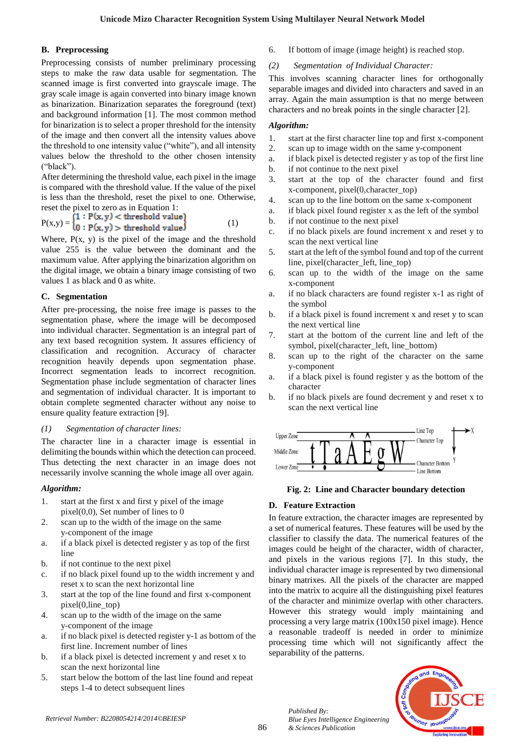## B. Preprocessing

Preprocessing consists of number preliminary processing steps to make the raw data usable for segmentation. The scanned image is first converted into grayscale image. The gray scale image is again converted into binary image known as binarization. Binarization separates the foreground (text) and background information [1]. The most common method for binarization is to select a proper threshold for the intensity of the image and then convert all the intensity values above the threshold to one intensity value ("white"), and all intensity values below the threshold to the other chosen intensity ("black").

After determining the threshold value, each pixel in the image is compared with the threshold value. If the value of the pixel is less than the threshold, reset the pixel to one. Otherwise, reset the pixel to zero as in Equation 1:

$$P(x,y) = \begin{cases} 1 : P(x,y) < \text{threshold value} \\ 0 : P(x,y) > \text{threshold value} \end{cases} \quad (1)$$

Where, P(x, y) is the pixel of the image and the threshold value 255 is the value between the dominant and the maximum value. After applying the binarization algorithm on the digital image, we obtain a binary image consisting of two values 1 as black and 0 as white.

## C. Segmentation

After pre-processing, the noise free image is passes to the segmentation phase, where the image will be decomposed into individual character. Segmentation is an integral part of any text based recognition system. It assures efficiency of classification and recognition. Accuracy of character recognition heavily depends upon segmentation phase. Incorrect segmentation leads to incorrect recognition. Segmentation phase include segmentation of character lines and segmentation of individual character. It is important to obtain complete segmented character without any noise to ensure quality feature extraction [9].

*(1) Segmentation of character lines:*

The character line in a character image is essential in delimiting the bounds within which the detection can proceed. Thus detecting the next character in an image does not necessarily involve scanning the whole image all over again.

***Algorithm:***

1. start at the first x and first y pixel of the image pixel(0,0), Set number of lines to 0
2. scan up to the width of the image on the same y-component of the image
   a. if a black pixel is detected register y as top of the first line
   b. if not continue to the next pixel
   c. if no black pixel found up to the width increment y and reset x to scan the next horizontal line
3. start at the top of the line found and first x-component pixel(0,line_top)
4. scan up to the width of the image on the same y-component of the image
   a. if no black pixel is detected register y-1 as bottom of the first line. Increment number of lines
   b. if a black pixel is detected increment y and reset x to scan the next horizontal line
5. start below the bottom of the last line found and repeat steps 1-4 to detect subsequent lines
6. If bottom of image (image height) is reached stop.

*(2) Segmentation of Individual Character:*

This involves scanning character lines for orthogonally separable images and divided into characters and saved in an array. Again the main assumption is that no merge between characters and no break points in the single character [2].

***Algorithm:***

1. start at the first character line top and first x-component
2. scan up to image width on the same y-component
   a. if black pixel is detected register y as top of the first line
   b. if not continue to the next pixel
3. start at the top of the character found and first x-component, pixel(0,character_top)
4. scan up to the line bottom on the same x-component
   a. if black pixel found register x as the left of the symbol
   b. if not continue to the next pixel
   c. if no black pixels are found increment x and reset y to scan the next vertical line
5. start at the left of the symbol found and top of the current line, pixel(character_left, line_top)
6. scan up to the width of the image on the same x-component
   a. if no black characters are found register x-1 as right of the symbol
   b. if a black pixel is found increment x and reset y to scan the next vertical line
7. start at the bottom of the current line and left of the symbol, pixel(character_left, line_bottom)
8. scan up to the right of the character on the same y-component
   a. if a black pixel is found register y as the bottom of the character
   b. if no black pixels are found decrement y and reset x to scan the next vertical line

**Fig. 2: Line and Character boundary detection**

## D. Feature Extraction

In feature extraction, the character images are represented by a set of numerical features. These features will be used by the classifier to classify the data. The numerical features of the images could be height of the character, width of character, and pixels in the various regions [7]. In this study, the individual character image is represented by two dimensional binary matrixes. All the pixels of the character are mapped into the matrix to acquire all the distinguishing pixel features of the character and minimize overlap with other characters. However this strategy would imply maintaining and processing a very large matrix (100x150 pixel image). Hence a reasonable tradeoff is needed in order to minimize processing time which will not significantly affect the separability of the patterns.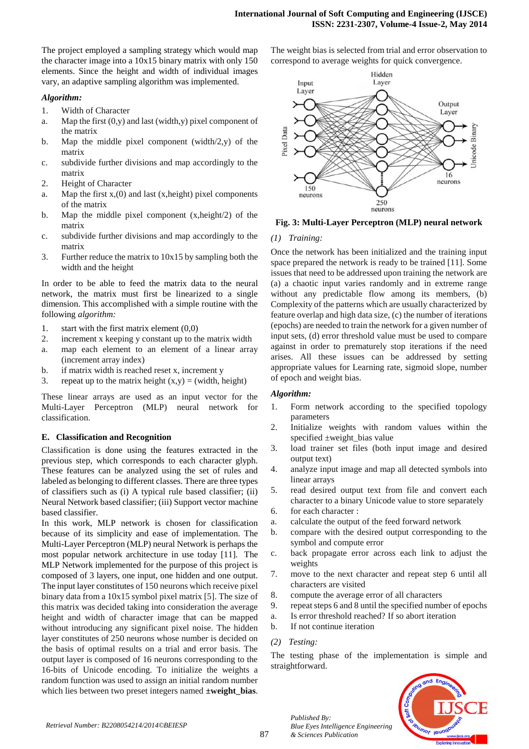The project employed a sampling strategy which would map the character image into a 10x15 binary matrix with only 150 elements. Since the height and width of individual images vary, an adaptive sampling algorithm was implemented.

***Algorithm:***

1. Width of Character
   a. Map the first (0,y) and last (width,y) pixel component of the matrix
   b. Map the middle pixel component (width/2,y) of the matrix
   c. subdivide further divisions and map accordingly to the matrix
2. Height of Character
   a. Map the first x,(0) and last (x,height) pixel components of the matrix
   b. Map the middle pixel component (x,height/2) of the matrix
   c. subdivide further divisions and map accordingly to the matrix
3. Further reduce the matrix to 10x15 by sampling both the width and the height

In order to be able to feed the matrix data to the neural network, the matrix must first be linearized to a single dimension. This accomplished with a simple routine with the following *algorithm:*

1. start with the first matrix element (0,0)
2. increment x keeping y constant up to the matrix width
   a. map each element to an element of a linear array (increment array index)
   b. if matrix width is reached reset x, increment y
3. repeat up to the matrix height (x,y) = (width, height)

These linear arrays are used as an input vector for the Multi-Layer Perceptron (MLP) neural network for classification.

### E. Classification and Recognition

Classification is done using the features extracted in the previous step, which corresponds to each character glyph. These features can be analyzed using the set of rules and labeled as belonging to different classes. There are three types of classifiers such as (i) A typical rule based classifier; (ii) Neural Network based classifier; (iii) Support vector machine based classifier.

In this work, MLP network is chosen for classification because of its simplicity and ease of implementation. The Multi-Layer Perceptron (MLP) neural Network is perhaps the most popular network architecture in use today [11]. The MLP Network implemented for the purpose of this project is composed of 3 layers, one input, one hidden and one output. The input layer constitutes of 150 neurons which receive pixel binary data from a 10x15 symbol pixel matrix [5]. The size of this matrix was decided taking into consideration the average height and width of character image that can be mapped without introducing any significant pixel noise. The hidden layer constitutes of 250 neurons whose number is decided on the basis of optimal results on a trial and error basis. The output layer is composed of 16 neurons corresponding to the 16-bits of Unicode encoding. To initialize the weights a random function was used to assign an initial random number which lies between two preset integers named **±weight_bias**. The weight bias is selected from trial and error observation to correspond to average weights for quick convergence.

**Fig. 3: Multi-Layer Perceptron (MLP) neural network**

*(1) Training:*

Once the network has been initialized and the training input space prepared the network is ready to be trained [11]. Some issues that need to be addressed upon training the network are (a) a chaotic input varies randomly and in extreme range without any predictable flow among its members, (b) Complexity of the patterns which are usually characterized by feature overlap and high data size, (c) the number of iterations (epochs) are needed to train the network for a given number of input sets, (d) error threshold value must be used to compare against in order to prematurely stop iterations if the need arises. All these issues can be addressed by setting appropriate values for Learning rate, sigmoid slope, number of epoch and weight bias.

***Algorithm:***

1. Form network according to the specified topology parameters
2. Initialize weights with random values within the specified ±weight_bias value
3. load trainer set files (both input image and desired output text)
4. analyze input image and map all detected symbols into linear arrays
5. read desired output text from file and convert each character to a binary Unicode value to store separately
6. for each character :
   a. calculate the output of the feed forward network
   b. compare with the desired output corresponding to the symbol and compute error
   c. back propagate error across each link to adjust the weights
7. move to the next character and repeat step 6 until all characters are visited
8. compute the average error of all characters
9. repeat steps 6 and 8 until the specified number of epochs
   a. Is error threshold reached? If so abort iteration
   b. If not continue iteration

*(2) Testing:*

The testing phase of the implementation is simple and straightforward.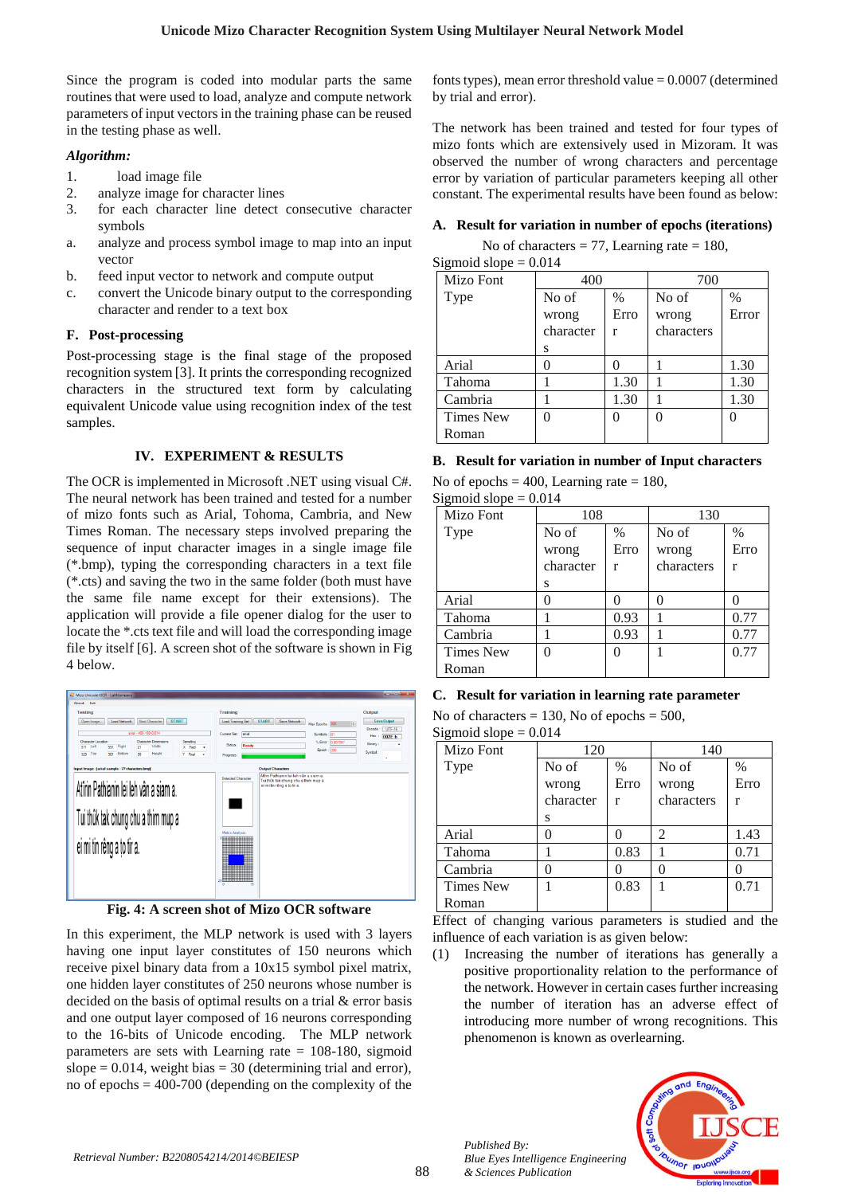Since the program is coded into modular parts the same routines that were used to load, analyze and compute network parameters of input vectors in the training phase can be reused in the testing phase as well.

***Algorithm:***

1. load image file
2. analyze image for character lines
3. for each character line detect consecutive character symbols
   - a. analyze and process symbol image to map into an input vector
   - b. feed input vector to network and compute output
   - c. convert the Unicode binary output to the corresponding character and render to a text box

### F. Post-processing

Post-processing stage is the final stage of the proposed recognition system [3]. It prints the corresponding recognized characters in the structured text form by calculating equivalent Unicode value using recognition index of the test samples.

## IV. EXPERIMENT & RESULTS

The OCR is implemented in Microsoft .NET using visual C#. The neural network has been trained and tested for a number of mizo fonts such as Arial, Tohoma, Cambria, and New Times Roman. The necessary steps involved preparing the sequence of input character images in a single image file (*.bmp), typing the corresponding characters in a text file (*.cts) and saving the two in the same folder (both must have the same file name except for their extensions). The application will provide a file opener dialog for the user to locate the *.cts text file and will load the corresponding image file by itself [6]. A screen shot of the software is shown in Fig 4 below.

**Fig. 4: A screen shot of Mizo OCR software**

In this experiment, the MLP network is used with 3 layers having one input layer constitutes of 150 neurons which receive pixel binary data from a 10x15 symbol pixel matrix, one hidden layer constitutes of 250 neurons whose number is decided on the basis of optimal results on a trial & error basis and one output layer composed of 16 neurons corresponding to the 16-bits of Unicode encoding. The MLP network parameters are sets with Learning rate = 108-180, sigmoid slope = 0.014, weight bias = 30 (determining trial and error), no of epochs = 400-700 (depending on the complexity of the fonts types), mean error threshold value = 0.0007 (determined by trial and error).

The network has been trained and tested for four types of mizo fonts which are extensively used in Mizoram. It was observed the number of wrong characters and percentage error by variation of particular parameters keeping all other constant. The experimental results have been found as below:

### A. Result for variation in number of epochs (iterations)

No of characters = 77, Learning rate = 180, Sigmoid slope = 0.014

| Mizo Font Type | 400 | | 700 | |
|---|---|---|---|---|
| | No of wrong characters | % Error | No of wrong characters | % Error |
| Arial | 0 | 0 | 1 | 1.30 |
| Tahoma | 1 | 1.30 | 1 | 1.30 |
| Cambria | 1 | 1.30 | 1 | 1.30 |
| Times New Roman | 0 | 0 | 0 | 0 |

### B. Result for variation in number of Input characters

No of epochs = 400, Learning rate = 180, Sigmoid slope = 0.014

| Mizo Font Type | 108 | | 130 | |
|---|---|---|---|---|
| | No of wrong characters | % Error | No of wrong characters | % Error |
| Arial | 0 | 0 | 0 | 0 |
| Tahoma | 1 | 0.93 | 1 | 0.77 |
| Cambria | 1 | 0.93 | 1 | 0.77 |
| Times New Roman | 0 | 0 | 1 | 0.77 |

### C. Result for variation in learning rate parameter

No of characters = 130, No of epochs = 500, Sigmoid slope = 0.014

| Mizo Font Type | 120 | | 140 | |
|---|---|---|---|---|
| | No of wrong characters | % Error | No of wrong characters | % Error |
| Arial | 0 | 0 | 2 | 1.43 |
| Tahoma | 1 | 0.83 | 1 | 0.71 |
| Cambria | 0 | 0 | 0 | 0 |
| Times New Roman | 1 | 0.83 | 1 | 0.71 |

Effect of changing various parameters is studied and the influence of each variation is as given below:

(1) Increasing the number of iterations has generally a positive proportionality relation to the performance of the network. However in certain cases further increasing the number of iteration has an adverse effect of introducing more number of wrong recognitions. This phenomenon is known as overlearning.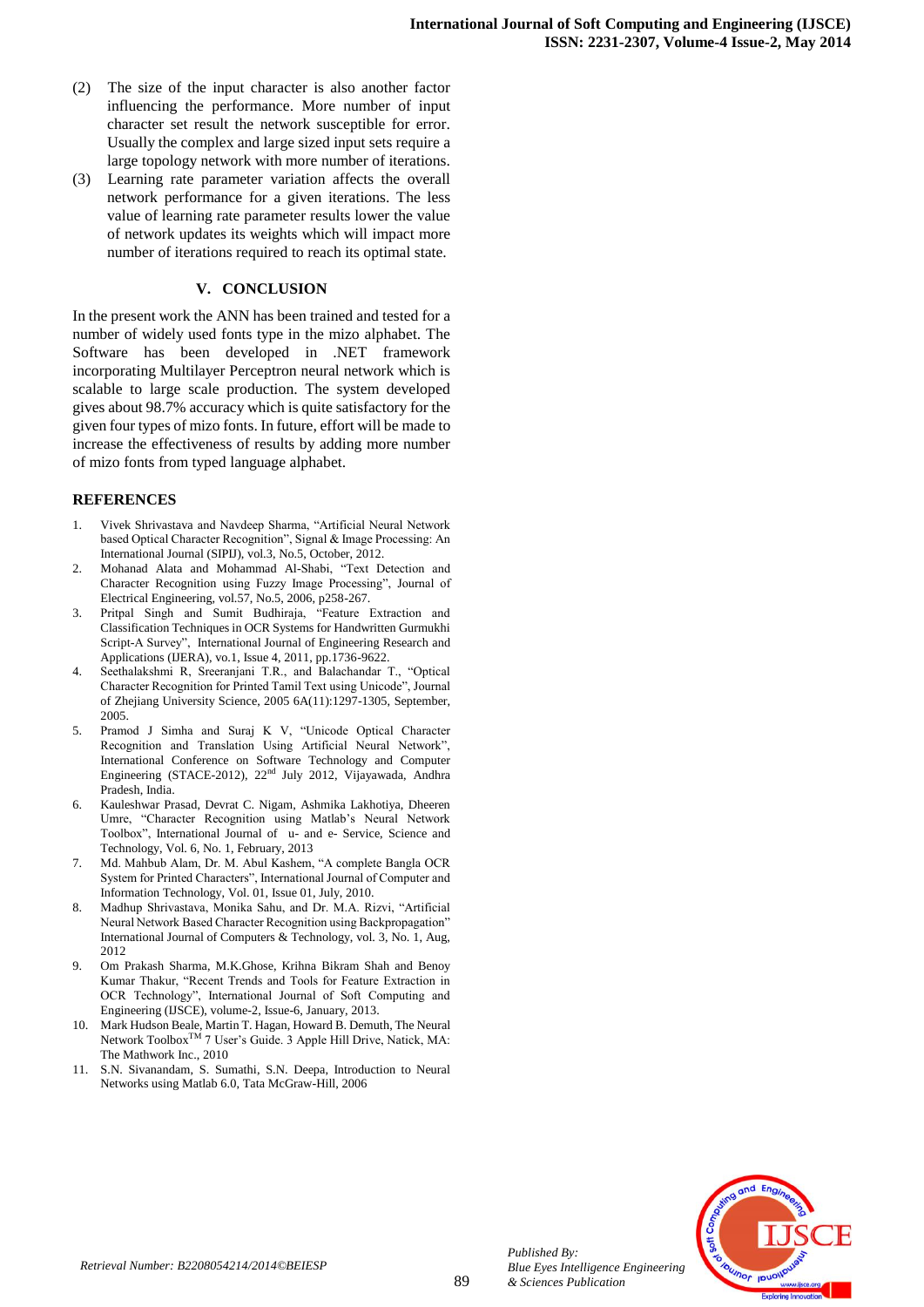(2) The size of the input character is also another factor influencing the performance. More number of input character set result the network susceptible for error. Usually the complex and large sized input sets require a large topology network with more number of iterations.

(3) Learning rate parameter variation affects the overall network performance for a given iterations. The less value of learning rate parameter results lower the value of network updates its weights which will impact more number of iterations required to reach its optimal state.

## V. CONCLUSION

In the present work the ANN has been trained and tested for a number of widely used fonts type in the mizo alphabet. The Software has been developed in .NET framework incorporating Multilayer Perceptron neural network which is scalable to large scale production. The system developed gives about 98.7% accuracy which is quite satisfactory for the given four types of mizo fonts. In future, effort will be made to increase the effectiveness of results by adding more number of mizo fonts from typed language alphabet.

## REFERENCES

1. Vivek Shrivastava and Navdeep Sharma, "Artificial Neural Network based Optical Character Recognition", Signal & Image Processing: An International Journal (SIPIJ), vol.3, No.5, October, 2012.
2. Mohanad Alata and Mohammad Al-Shabi, "Text Detection and Character Recognition using Fuzzy Image Processing", Journal of Electrical Engineering, vol.57, No.5, 2006, p258-267.
3. Pritpal Singh and Sumit Budhiraja, "Feature Extraction and Classification Techniques in OCR Systems for Handwritten Gurmukhi Script-A Survey", International Journal of Engineering Research and Applications (IJERA), vo.1, Issue 4, 2011, pp.1736-9622.
4. Seethalakshmi R, Sreeranjani T.R., and Balachandar T., "Optical Character Recognition for Printed Tamil Text using Unicode", Journal of Zhejiang University Science, 2005 6A(11):1297-1305, September, 2005.
5. Pramod J Simha and Suraj K V, "Unicode Optical Character Recognition and Translation Using Artificial Neural Network", International Conference on Software Technology and Computer Engineering (STACE-2012), 22nd July 2012, Vijayawada, Andhra Pradesh, India.
6. Kauleshwar Prasad, Devrat C. Nigam, Ashmika Lakhotiya, Dheeren Umre, "Character Recognition using Matlab's Neural Network Toolbox", International Journal of u- and e- Service, Science and Technology, Vol. 6, No. 1, February, 2013
7. Md. Mahbub Alam, Dr. M. Abul Kashem, "A complete Bangla OCR System for Printed Characters", International Journal of Computer and Information Technology, Vol. 01, Issue 01, July, 2010.
8. Madhup Shrivastava, Monika Sahu, and Dr. M.A. Rizvi, "Artificial Neural Network Based Character Recognition using Backpropagation" International Journal of Computers & Technology, vol. 3, No. 1, Aug, 2012
9. Om Prakash Sharma, M.K.Ghose, Krihna Bikram Shah and Benoy Kumar Thakur, "Recent Trends and Tools for Feature Extraction in OCR Technology", International Journal of Soft Computing and Engineering (IJSCE), volume-2, Issue-6, January, 2013.
10. Mark Hudson Beale, Martin T. Hagan, Howard B. Demuth, The Neural Network Toolbox™ 7 User's Guide. 3 Apple Hill Drive, Natick, MA: The Mathwork Inc., 2010
11. S.N. Sivanandam, S. Sumathi, S.N. Deepa, Introduction to Neural Networks using Matlab 6.0, Tata McGraw-Hill, 2006